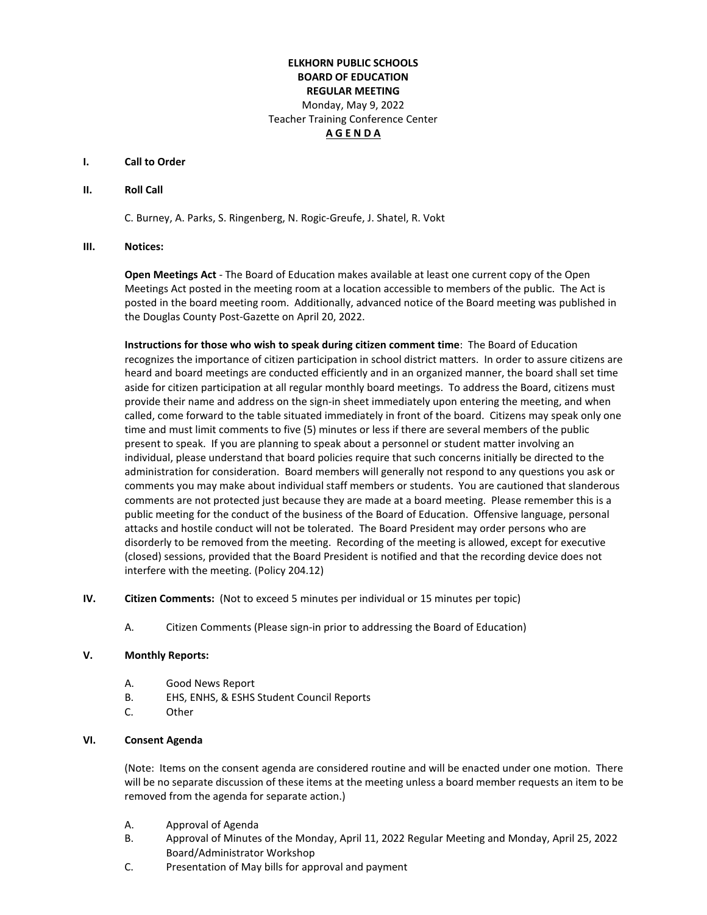**ELKHORN PUBLIC SCHOOLS**
**BOARD OF EDUCATION**
**REGULAR MEETING**
Monday, May 9, 2022
Teacher Training Conference Center

# A G E N D A

**I. Call to Order**

**II. Roll Call**

C. Burney, A. Parks, S. Ringenberg, N. Rogic-Greufe, J. Shatel, R. Vokt

**III. Notices:**

**Open Meetings Act** - The Board of Education makes available at least one current copy of the Open Meetings Act posted in the meeting room at a location accessible to members of the public. The Act is posted in the board meeting room. Additionally, advanced notice of the Board meeting was published in the Douglas County Post-Gazette on April 20, 2022.

**Instructions for those who wish to speak during citizen comment time**: The Board of Education recognizes the importance of citizen participation in school district matters. In order to assure citizens are heard and board meetings are conducted efficiently and in an organized manner, the board shall set time aside for citizen participation at all regular monthly board meetings. To address the Board, citizens must provide their name and address on the sign-in sheet immediately upon entering the meeting, and when called, come forward to the table situated immediately in front of the board. Citizens may speak only one time and must limit comments to five (5) minutes or less if there are several members of the public present to speak. If you are planning to speak about a personnel or student matter involving an individual, please understand that board policies require that such concerns initially be directed to the administration for consideration. Board members will generally not respond to any questions you ask or comments you may make about individual staff members or students. You are cautioned that slanderous comments are not protected just because they are made at a board meeting. Please remember this is a public meeting for the conduct of the business of the Board of Education. Offensive language, personal attacks and hostile conduct will not be tolerated. The Board President may order persons who are disorderly to be removed from the meeting. Recording of the meeting is allowed, except for executive (closed) sessions, provided that the Board President is notified and that the recording device does not interfere with the meeting. (Policy 204.12)

**IV. Citizen Comments:** (Not to exceed 5 minutes per individual or 15 minutes per topic)

A. Citizen Comments (Please sign-in prior to addressing the Board of Education)

**V. Monthly Reports:**

A. Good News Report
B. EHS, ENHS, & ESHS Student Council Reports
C. Other

**VI. Consent Agenda**

(Note: Items on the consent agenda are considered routine and will be enacted under one motion. There will be no separate discussion of these items at the meeting unless a board member requests an item to be removed from the agenda for separate action.)

A. Approval of Agenda
B. Approval of Minutes of the Monday, April 11, 2022 Regular Meeting and Monday, April 25, 2022 Board/Administrator Workshop
C. Presentation of May bills for approval and payment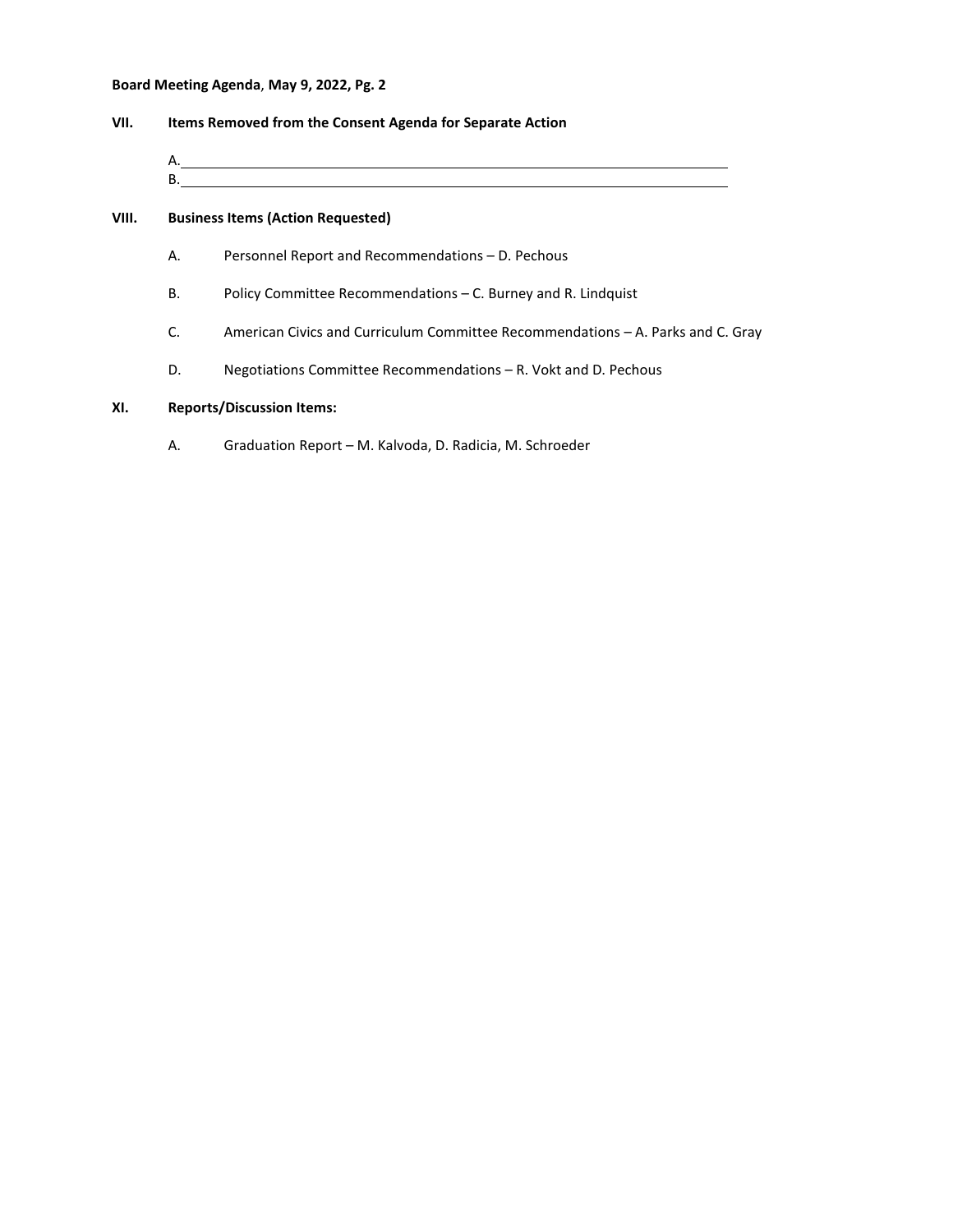**Board Meeting Agenda, May 9, 2022, Pg. 2**

**VII. Items Removed from the Consent Agenda for Separate Action**

A.\_\_\_\_\_\_\_\_\_\_\_\_\_\_\_\_\_\_\_\_\_\_\_\_\_\_\_\_\_\_\_\_\_\_\_\_\_\_\_\_\_\_\_\_\_\_\_\_\_\_\_\_\_\_\_\_\_\_\_\_
B.\_\_\_\_\_\_\_\_\_\_\_\_\_\_\_\_\_\_\_\_\_\_\_\_\_\_\_\_\_\_\_\_\_\_\_\_\_\_\_\_\_\_\_\_\_\_\_\_\_\_\_\_\_\_\_\_\_\_\_\_

**VIII. Business Items (Action Requested)**

A. Personnel Report and Recommendations – D. Pechous

B. Policy Committee Recommendations – C. Burney and R. Lindquist

C. American Civics and Curriculum Committee Recommendations – A. Parks and C. Gray

D. Negotiations Committee Recommendations – R. Vokt and D. Pechous

**XI. Reports/Discussion Items:**

A. Graduation Report – M. Kalvoda, D. Radicia, M. Schroeder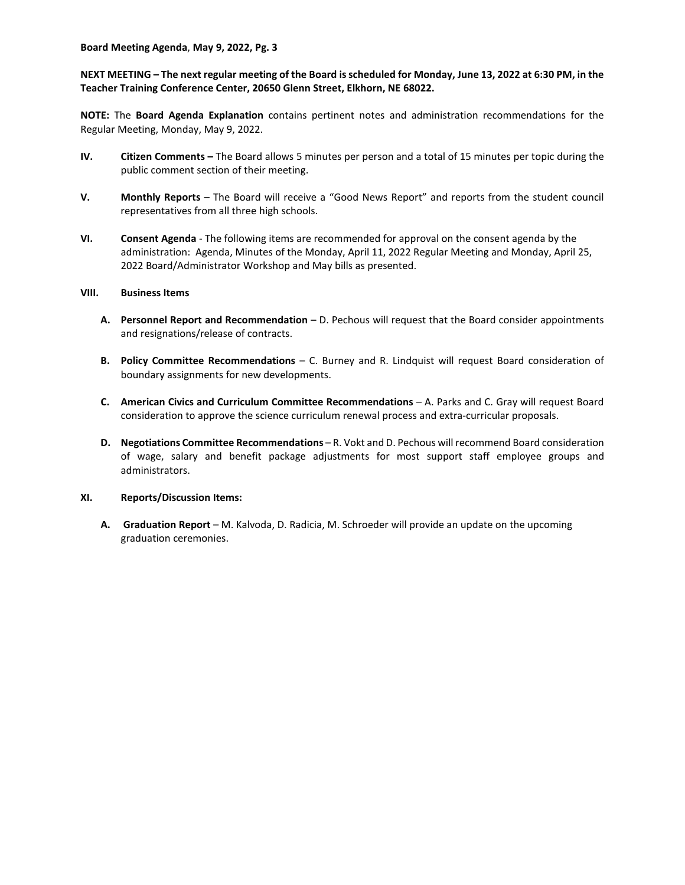**NEXT MEETING – The next regular meeting of the Board is scheduled for Monday, June 13, 2022 at 6:30 PM, in the Teacher Training Conference Center, 20650 Glenn Street, Elkhorn, NE 68022.**

**NOTE:** The **Board Agenda Explanation** contains pertinent notes and administration recommendations for the Regular Meeting, Monday, May 9, 2022.

**IV. Citizen Comments –** The Board allows 5 minutes per person and a total of 15 minutes per topic during the public comment section of their meeting.

**V. Monthly Reports** – The Board will receive a "Good News Report" and reports from the student council representatives from all three high schools.

**VI. Consent Agenda** - The following items are recommended for approval on the consent agenda by the administration: Agenda, Minutes of the Monday, April 11, 2022 Regular Meeting and Monday, April 25, 2022 Board/Administrator Workshop and May bills as presented.

**VIII. Business Items**

**A. Personnel Report and Recommendation –** D. Pechous will request that the Board consider appointments and resignations/release of contracts.

**B. Policy Committee Recommendations** – C. Burney and R. Lindquist will request Board consideration of boundary assignments for new developments.

**C. American Civics and Curriculum Committee Recommendations** – A. Parks and C. Gray will request Board consideration to approve the science curriculum renewal process and extra-curricular proposals.

**D. Negotiations Committee Recommendations** – R. Vokt and D. Pechous will recommend Board consideration of wage, salary and benefit package adjustments for most support staff employee groups and administrators.

**XI. Reports/Discussion Items:**

**A. Graduation Report** – M. Kalvoda, D. Radicia, M. Schroeder will provide an update on the upcoming graduation ceremonies.